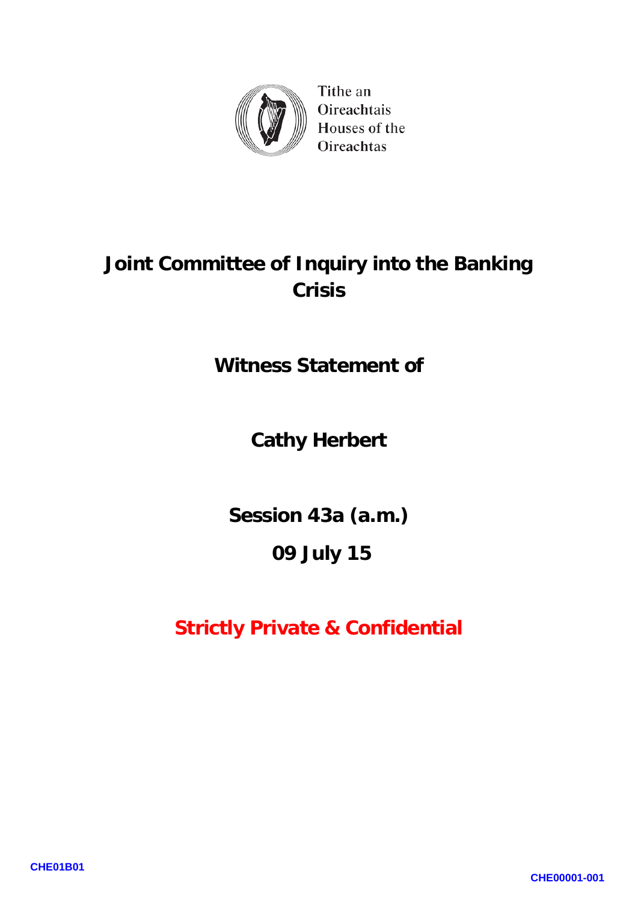Tithe an Oireachtais
Houses of the Oireachtas

# Joint Committee of Inquiry into the Banking Crisis

## Witness Statement of

## Cathy Herbert

## Session 43a (a.m.)

## 09 July 15

**Strictly Private & Confidential**

CHE01B01

CHE00001-001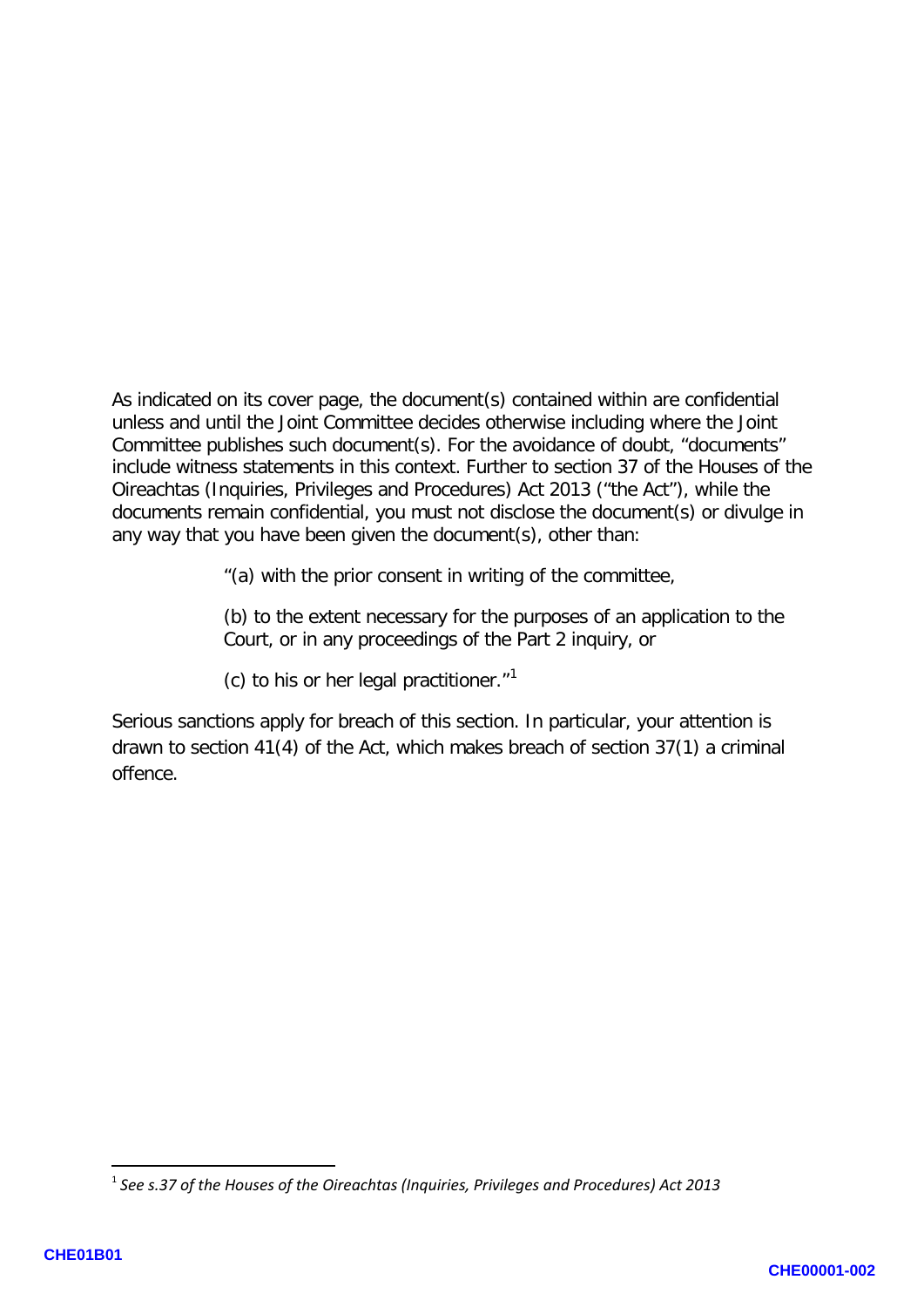As indicated on its cover page, the document(s) contained within are confidential unless and until the Joint Committee decides otherwise including where the Joint Committee publishes such document(s). For the avoidance of doubt, "documents" include witness statements in this context. Further to section 37 of the Houses of the Oireachtas (Inquiries, Privileges and Procedures) Act 2013 ("the Act"), while the documents remain confidential, you must not disclose the document(s) or divulge in any way that you have been given the document(s), other than:

> "(a) with the prior consent in writing of the committee,
>
> (b) to the extent necessary for the purposes of an application to the Court, or in any proceedings of the Part 2 inquiry, or
>
> (c) to his or her legal practitioner."[1]

Serious sanctions apply for breach of this section. In particular, your attention is drawn to section 41(4) of the Act, which makes breach of section 37(1) a criminal offence.

[1] *See s.37 of the Houses of the Oireachtas (Inquiries, Privileges and Procedures) Act 2013*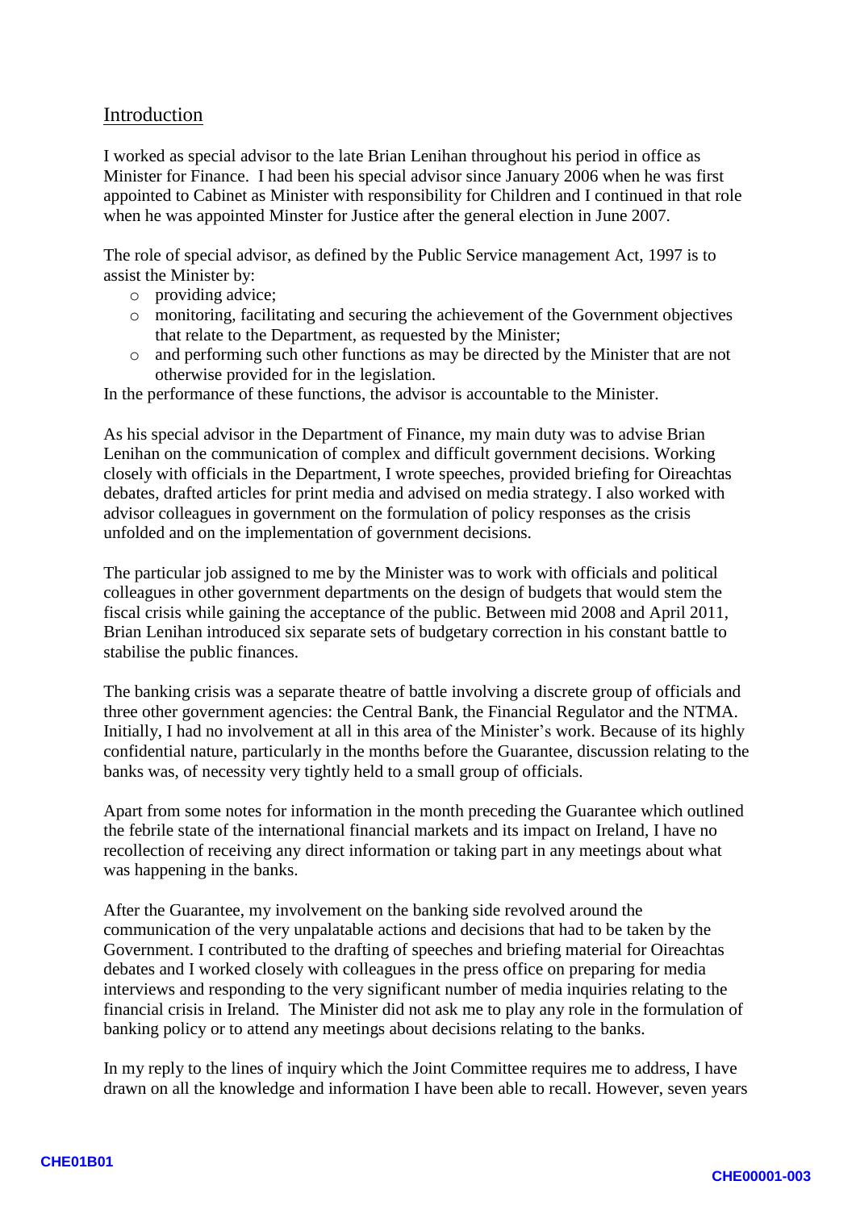## Introduction

I worked as special advisor to the late Brian Lenihan throughout his period in office as Minister for Finance. I had been his special advisor since January 2006 when he was first appointed to Cabinet as Minister with responsibility for Children and I continued in that role when he was appointed Minster for Justice after the general election in June 2007.

The role of special advisor, as defined by the Public Service management Act, 1997 is to assist the Minister by:

- providing advice;
- monitoring, facilitating and securing the achievement of the Government objectives that relate to the Department, as requested by the Minister;
- and performing such other functions as may be directed by the Minister that are not otherwise provided for in the legislation.

In the performance of these functions, the advisor is accountable to the Minister.

As his special advisor in the Department of Finance, my main duty was to advise Brian Lenihan on the communication of complex and difficult government decisions. Working closely with officials in the Department, I wrote speeches, provided briefing for Oireachtas debates, drafted articles for print media and advised on media strategy. I also worked with advisor colleagues in government on the formulation of policy responses as the crisis unfolded and on the implementation of government decisions.

The particular job assigned to me by the Minister was to work with officials and political colleagues in other government departments on the design of budgets that would stem the fiscal crisis while gaining the acceptance of the public. Between mid 2008 and April 2011, Brian Lenihan introduced six separate sets of budgetary correction in his constant battle to stabilise the public finances.

The banking crisis was a separate theatre of battle involving a discrete group of officials and three other government agencies: the Central Bank, the Financial Regulator and the NTMA. Initially, I had no involvement at all in this area of the Minister's work. Because of its highly confidential nature, particularly in the months before the Guarantee, discussion relating to the banks was, of necessity very tightly held to a small group of officials.

Apart from some notes for information in the month preceding the Guarantee which outlined the febrile state of the international financial markets and its impact on Ireland, I have no recollection of receiving any direct information or taking part in any meetings about what was happening in the banks.

After the Guarantee, my involvement on the banking side revolved around the communication of the very unpalatable actions and decisions that had to be taken by the Government. I contributed to the drafting of speeches and briefing material for Oireachtas debates and I worked closely with colleagues in the press office on preparing for media interviews and responding to the very significant number of media inquiries relating to the financial crisis in Ireland. The Minister did not ask me to play any role in the formulation of banking policy or to attend any meetings about decisions relating to the banks.

In my reply to the lines of inquiry which the Joint Committee requires me to address, I have drawn on all the knowledge and information I have been able to recall. However, seven years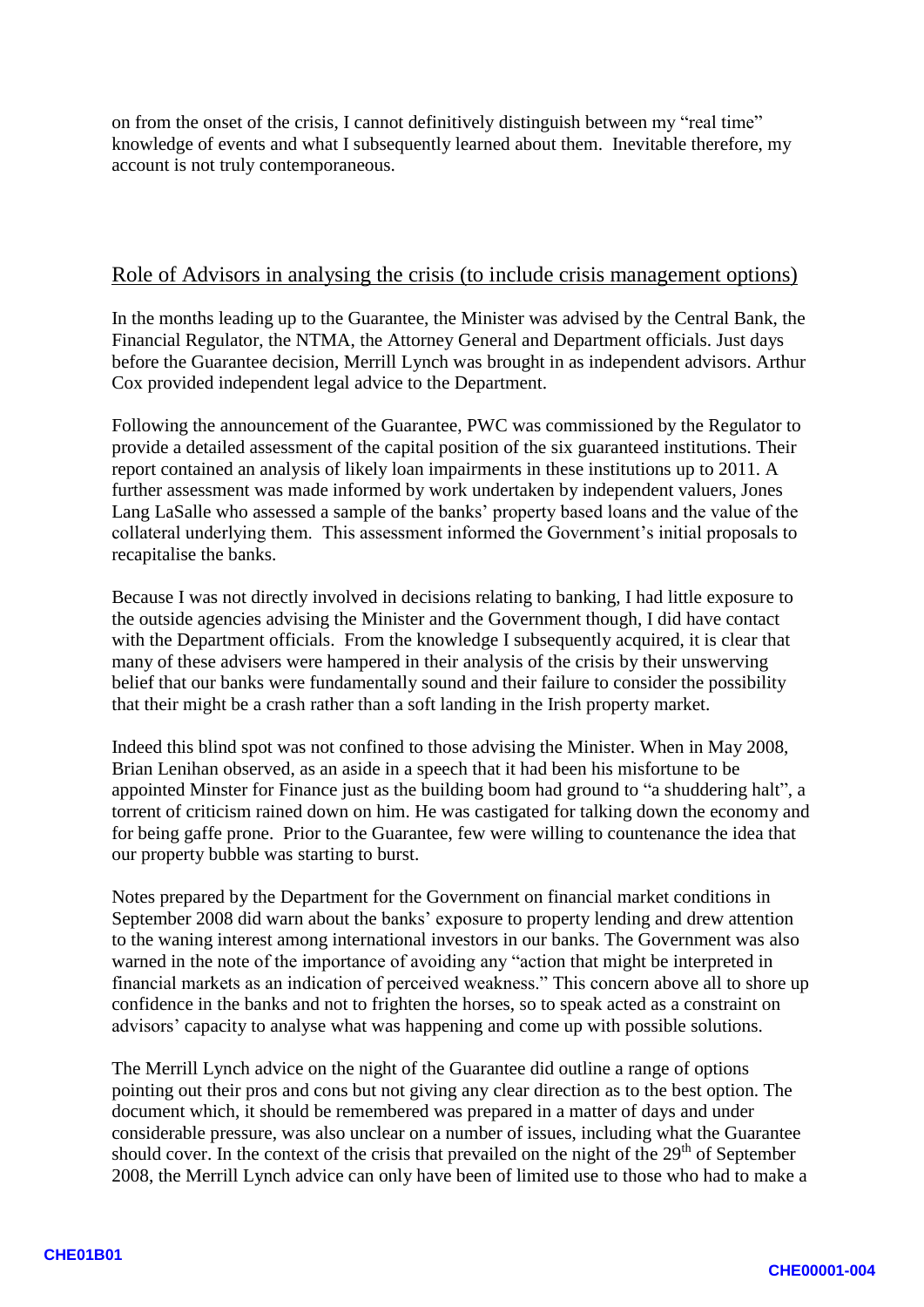on from the onset of the crisis, I cannot definitively distinguish between my "real time" knowledge of events and what I subsequently learned about them. Inevitable therefore, my account is not truly contemporaneous.

## Role of Advisors in analysing the crisis (to include crisis management options)

In the months leading up to the Guarantee, the Minister was advised by the Central Bank, the Financial Regulator, the NTMA, the Attorney General and Department officials. Just days before the Guarantee decision, Merrill Lynch was brought in as independent advisors. Arthur Cox provided independent legal advice to the Department.

Following the announcement of the Guarantee, PWC was commissioned by the Regulator to provide a detailed assessment of the capital position of the six guaranteed institutions. Their report contained an analysis of likely loan impairments in these institutions up to 2011. A further assessment was made informed by work undertaken by independent valuers, Jones Lang LaSalle who assessed a sample of the banks' property based loans and the value of the collateral underlying them. This assessment informed the Government's initial proposals to recapitalise the banks.

Because I was not directly involved in decisions relating to banking, I had little exposure to the outside agencies advising the Minister and the Government though, I did have contact with the Department officials. From the knowledge I subsequently acquired, it is clear that many of these advisers were hampered in their analysis of the crisis by their unswerving belief that our banks were fundamentally sound and their failure to consider the possibility that their might be a crash rather than a soft landing in the Irish property market.

Indeed this blind spot was not confined to those advising the Minister. When in May 2008, Brian Lenihan observed, as an aside in a speech that it had been his misfortune to be appointed Minster for Finance just as the building boom had ground to "a shuddering halt", a torrent of criticism rained down on him. He was castigated for talking down the economy and for being gaffe prone. Prior to the Guarantee, few were willing to countenance the idea that our property bubble was starting to burst.

Notes prepared by the Department for the Government on financial market conditions in September 2008 did warn about the banks' exposure to property lending and drew attention to the waning interest among international investors in our banks. The Government was also warned in the note of the importance of avoiding any "action that might be interpreted in financial markets as an indication of perceived weakness." This concern above all to shore up confidence in the banks and not to frighten the horses, so to speak acted as a constraint on advisors' capacity to analyse what was happening and come up with possible solutions.

The Merrill Lynch advice on the night of the Guarantee did outline a range of options pointing out their pros and cons but not giving any clear direction as to the best option. The document which, it should be remembered was prepared in a matter of days and under considerable pressure, was also unclear on a number of issues, including what the Guarantee should cover. In the context of the crisis that prevailed on the night of the 29th of September 2008, the Merrill Lynch advice can only have been of limited use to those who had to make a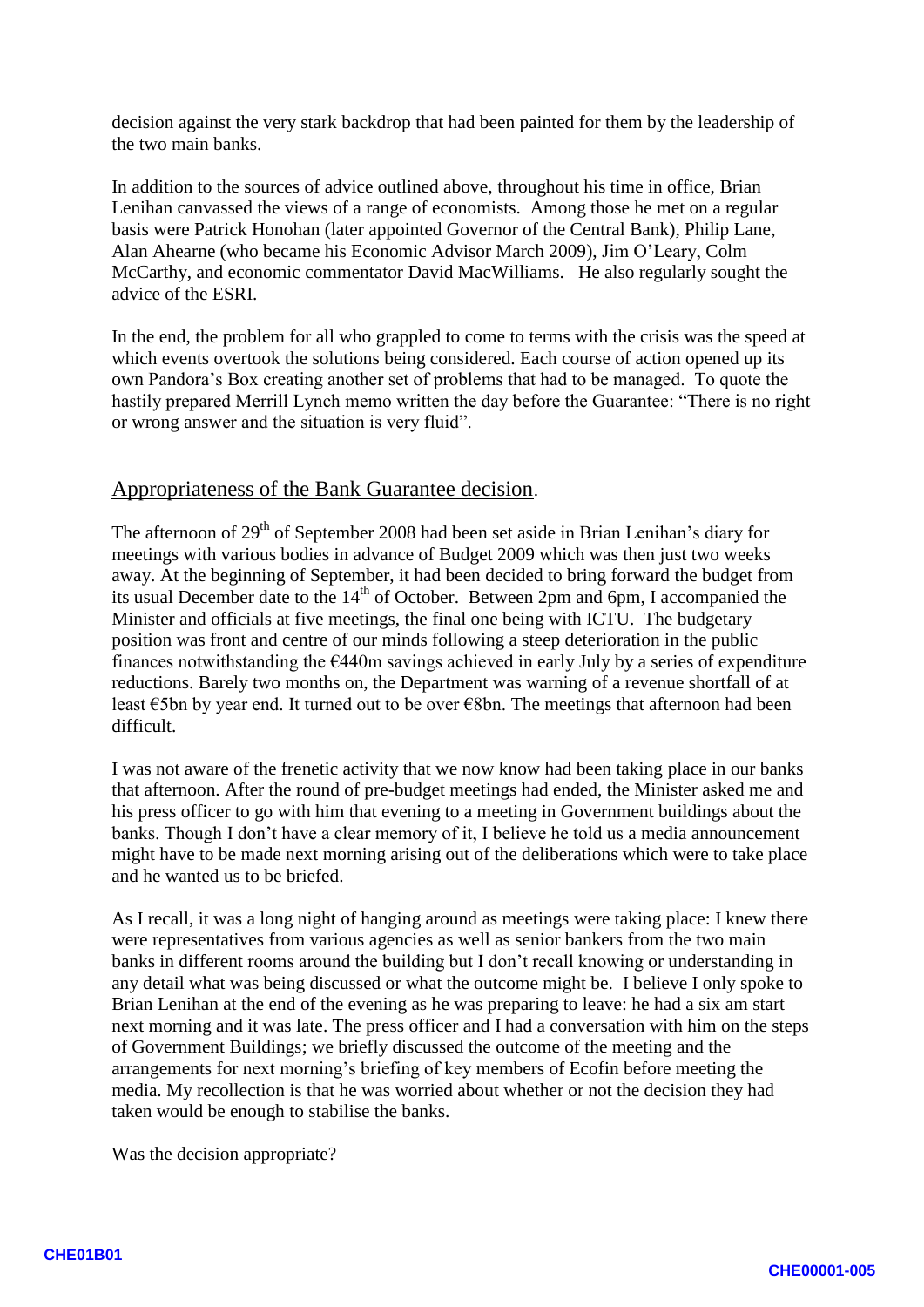decision against the very stark backdrop that had been painted for them by the leadership of the two main banks.

In addition to the sources of advice outlined above, throughout his time in office, Brian Lenihan canvassed the views of a range of economists. Among those he met on a regular basis were Patrick Honohan (later appointed Governor of the Central Bank), Philip Lane, Alan Ahearne (who became his Economic Advisor March 2009), Jim O'Leary, Colm McCarthy, and economic commentator David MacWilliams. He also regularly sought the advice of the ESRI.

In the end, the problem for all who grappled to come to terms with the crisis was the speed at which events overtook the solutions being considered. Each course of action opened up its own Pandora's Box creating another set of problems that had to be managed. To quote the hastily prepared Merrill Lynch memo written the day before the Guarantee: "There is no right or wrong answer and the situation is very fluid".

## Appropriateness of the Bank Guarantee decision.

The afternoon of 29th of September 2008 had been set aside in Brian Lenihan's diary for meetings with various bodies in advance of Budget 2009 which was then just two weeks away. At the beginning of September, it had been decided to bring forward the budget from its usual December date to the 14th of October. Between 2pm and 6pm, I accompanied the Minister and officials at five meetings, the final one being with ICTU. The budgetary position was front and centre of our minds following a steep deterioration in the public finances notwithstanding the €440m savings achieved in early July by a series of expenditure reductions. Barely two months on, the Department was warning of a revenue shortfall of at least €5bn by year end. It turned out to be over €8bn. The meetings that afternoon had been difficult.

I was not aware of the frenetic activity that we now know had been taking place in our banks that afternoon. After the round of pre-budget meetings had ended, the Minister asked me and his press officer to go with him that evening to a meeting in Government buildings about the banks. Though I don't have a clear memory of it, I believe he told us a media announcement might have to be made next morning arising out of the deliberations which were to take place and he wanted us to be briefed.

As I recall, it was a long night of hanging around as meetings were taking place: I knew there were representatives from various agencies as well as senior bankers from the two main banks in different rooms around the building but I don't recall knowing or understanding in any detail what was being discussed or what the outcome might be. I believe I only spoke to Brian Lenihan at the end of the evening as he was preparing to leave: he had a six am start next morning and it was late. The press officer and I had a conversation with him on the steps of Government Buildings; we briefly discussed the outcome of the meeting and the arrangements for next morning's briefing of key members of Ecofin before meeting the media. My recollection is that he was worried about whether or not the decision they had taken would be enough to stabilise the banks.

Was the decision appropriate?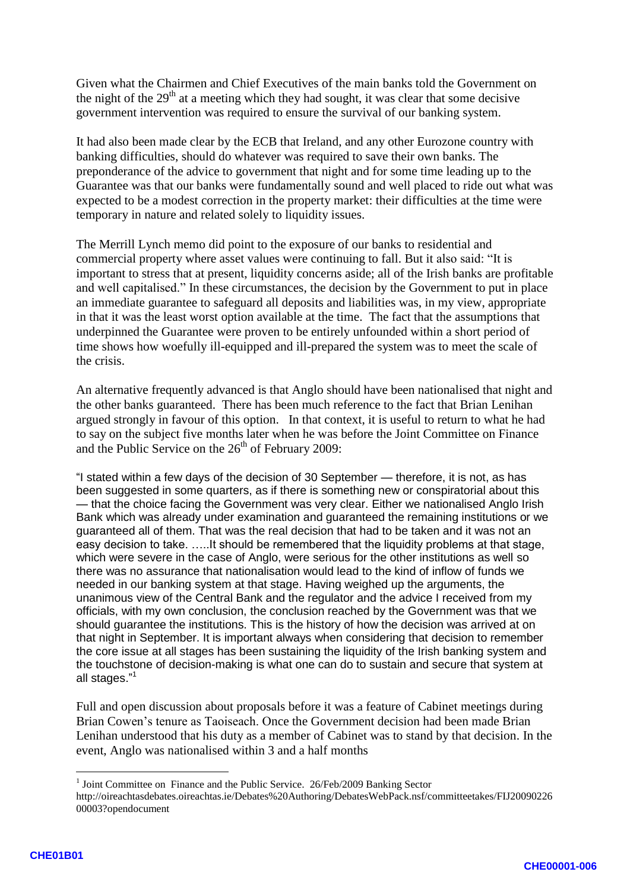Given what the Chairmen and Chief Executives of the main banks told the Government on the night of the 29th at a meeting which they had sought, it was clear that some decisive government intervention was required to ensure the survival of our banking system.

It had also been made clear by the ECB that Ireland, and any other Eurozone country with banking difficulties, should do whatever was required to save their own banks. The preponderance of the advice to government that night and for some time leading up to the Guarantee was that our banks were fundamentally sound and well placed to ride out what was expected to be a modest correction in the property market: their difficulties at the time were temporary in nature and related solely to liquidity issues.

The Merrill Lynch memo did point to the exposure of our banks to residential and commercial property where asset values were continuing to fall. But it also said: "It is important to stress that at present, liquidity concerns aside; all of the Irish banks are profitable and well capitalised." In these circumstances, the decision by the Government to put in place an immediate guarantee to safeguard all deposits and liabilities was, in my view, appropriate in that it was the least worst option available at the time. The fact that the assumptions that underpinned the Guarantee were proven to be entirely unfounded within a short period of time shows how woefully ill-equipped and ill-prepared the system was to meet the scale of the crisis.

An alternative frequently advanced is that Anglo should have been nationalised that night and the other banks guaranteed. There has been much reference to the fact that Brian Lenihan argued strongly in favour of this option. In that context, it is useful to return to what he had to say on the subject five months later when he was before the Joint Committee on Finance and the Public Service on the 26th of February 2009:

"I stated within a few days of the decision of 30 September — therefore, it is not, as has been suggested in some quarters, as if there is something new or conspiratorial about this — that the choice facing the Government was very clear. Either we nationalised Anglo Irish Bank which was already under examination and guaranteed the remaining institutions or we guaranteed all of them. That was the real decision that had to be taken and it was not an easy decision to take. …..It should be remembered that the liquidity problems at that stage, which were severe in the case of Anglo, were serious for the other institutions as well so there was no assurance that nationalisation would lead to the kind of inflow of funds we needed in our banking system at that stage. Having weighed up the arguments, the unanimous view of the Central Bank and the regulator and the advice I received from my officials, with my own conclusion, the conclusion reached by the Government was that we should guarantee the institutions. This is the history of how the decision was arrived at on that night in September. It is important always when considering that decision to remember the core issue at all stages has been sustaining the liquidity of the Irish banking system and the touchstone of decision-making is what one can do to sustain and secure that system at all stages."[1]

Full and open discussion about proposals before it was a feature of Cabinet meetings during Brian Cowen's tenure as Taoiseach. Once the Government decision had been made Brian Lenihan understood that his duty as a member of Cabinet was to stand by that decision. In the event, Anglo was nationalised within 3 and a half months

[1] Joint Committee on Finance and the Public Service. 26/Feb/2009 Banking Sector http://oireachtasdebates.oireachtas.ie/Debates%20Authoring/DebatesWebPack.nsf/committeetakes/FIJ2009022600003?opendocument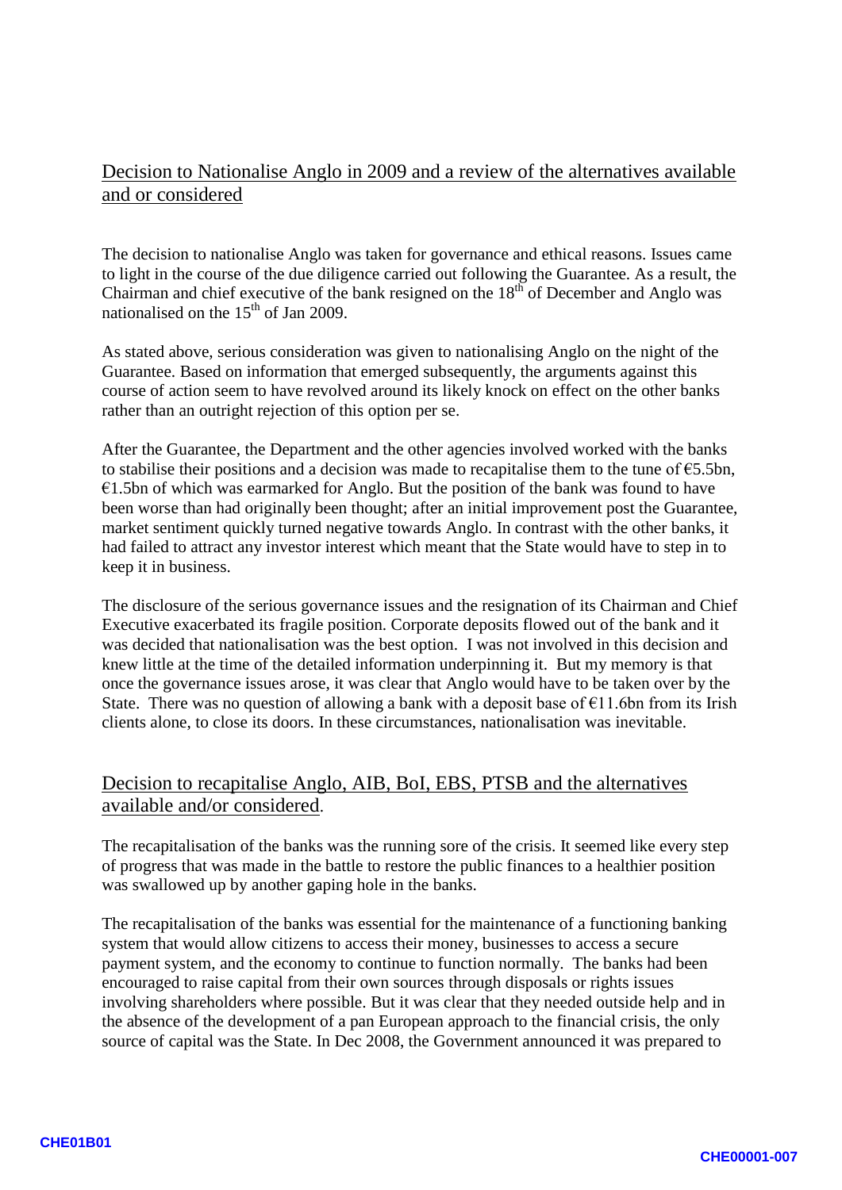## Decision to Nationalise Anglo in 2009 and a review of the alternatives available and or considered

The decision to nationalise Anglo was taken for governance and ethical reasons. Issues came to light in the course of the due diligence carried out following the Guarantee. As a result, the Chairman and chief executive of the bank resigned on the 18th of December and Anglo was nationalised on the 15th of Jan 2009.

As stated above, serious consideration was given to nationalising Anglo on the night of the Guarantee. Based on information that emerged subsequently, the arguments against this course of action seem to have revolved around its likely knock on effect on the other banks rather than an outright rejection of this option per se.

After the Guarantee, the Department and the other agencies involved worked with the banks to stabilise their positions and a decision was made to recapitalise them to the tune of €5.5bn, €1.5bn of which was earmarked for Anglo. But the position of the bank was found to have been worse than had originally been thought; after an initial improvement post the Guarantee, market sentiment quickly turned negative towards Anglo. In contrast with the other banks, it had failed to attract any investor interest which meant that the State would have to step in to keep it in business.

The disclosure of the serious governance issues and the resignation of its Chairman and Chief Executive exacerbated its fragile position. Corporate deposits flowed out of the bank and it was decided that nationalisation was the best option. I was not involved in this decision and knew little at the time of the detailed information underpinning it. But my memory is that once the governance issues arose, it was clear that Anglo would have to be taken over by the State. There was no question of allowing a bank with a deposit base of €11.6bn from its Irish clients alone, to close its doors. In these circumstances, nationalisation was inevitable.

## Decision to recapitalise Anglo, AIB, BoI, EBS, PTSB and the alternatives available and/or considered.

The recapitalisation of the banks was the running sore of the crisis. It seemed like every step of progress that was made in the battle to restore the public finances to a healthier position was swallowed up by another gaping hole in the banks.

The recapitalisation of the banks was essential for the maintenance of a functioning banking system that would allow citizens to access their money, businesses to access a secure payment system, and the economy to continue to function normally. The banks had been encouraged to raise capital from their own sources through disposals or rights issues involving shareholders where possible. But it was clear that they needed outside help and in the absence of the development of a pan European approach to the financial crisis, the only source of capital was the State. In Dec 2008, the Government announced it was prepared to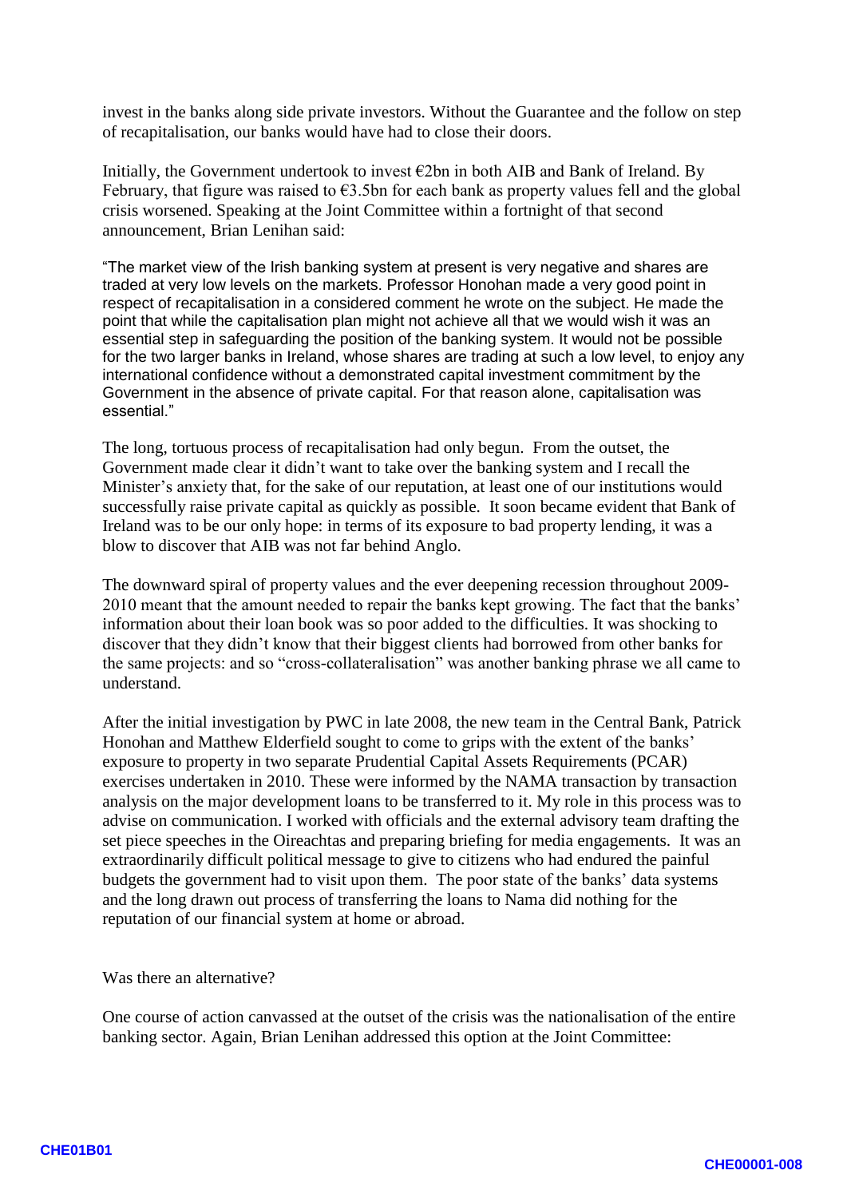invest in the banks along side private investors. Without the Guarantee and the follow on step of recapitalisation, our banks would have had to close their doors.

Initially, the Government undertook to invest €2bn in both AIB and Bank of Ireland. By February, that figure was raised to €3.5bn for each bank as property values fell and the global crisis worsened. Speaking at the Joint Committee within a fortnight of that second announcement, Brian Lenihan said:

"The market view of the Irish banking system at present is very negative and shares are traded at very low levels on the markets. Professor Honohan made a very good point in respect of recapitalisation in a considered comment he wrote on the subject. He made the point that while the capitalisation plan might not achieve all that we would wish it was an essential step in safeguarding the position of the banking system. It would not be possible for the two larger banks in Ireland, whose shares are trading at such a low level, to enjoy any international confidence without a demonstrated capital investment commitment by the Government in the absence of private capital. For that reason alone, capitalisation was essential."

The long, tortuous process of recapitalisation had only begun. From the outset, the Government made clear it didn't want to take over the banking system and I recall the Minister's anxiety that, for the sake of our reputation, at least one of our institutions would successfully raise private capital as quickly as possible. It soon became evident that Bank of Ireland was to be our only hope: in terms of its exposure to bad property lending, it was a blow to discover that AIB was not far behind Anglo.

The downward spiral of property values and the ever deepening recession throughout 2009-2010 meant that the amount needed to repair the banks kept growing. The fact that the banks' information about their loan book was so poor added to the difficulties. It was shocking to discover that they didn't know that their biggest clients had borrowed from other banks for the same projects: and so "cross-collateralisation" was another banking phrase we all came to understand.

After the initial investigation by PWC in late 2008, the new team in the Central Bank, Patrick Honohan and Matthew Elderfield sought to come to grips with the extent of the banks' exposure to property in two separate Prudential Capital Assets Requirements (PCAR) exercises undertaken in 2010. These were informed by the NAMA transaction by transaction analysis on the major development loans to be transferred to it. My role in this process was to advise on communication. I worked with officials and the external advisory team drafting the set piece speeches in the Oireachtas and preparing briefing for media engagements. It was an extraordinarily difficult political message to give to citizens who had endured the painful budgets the government had to visit upon them. The poor state of the banks' data systems and the long drawn out process of transferring the loans to Nama did nothing for the reputation of our financial system at home or abroad.

Was there an alternative?

One course of action canvassed at the outset of the crisis was the nationalisation of the entire banking sector. Again, Brian Lenihan addressed this option at the Joint Committee: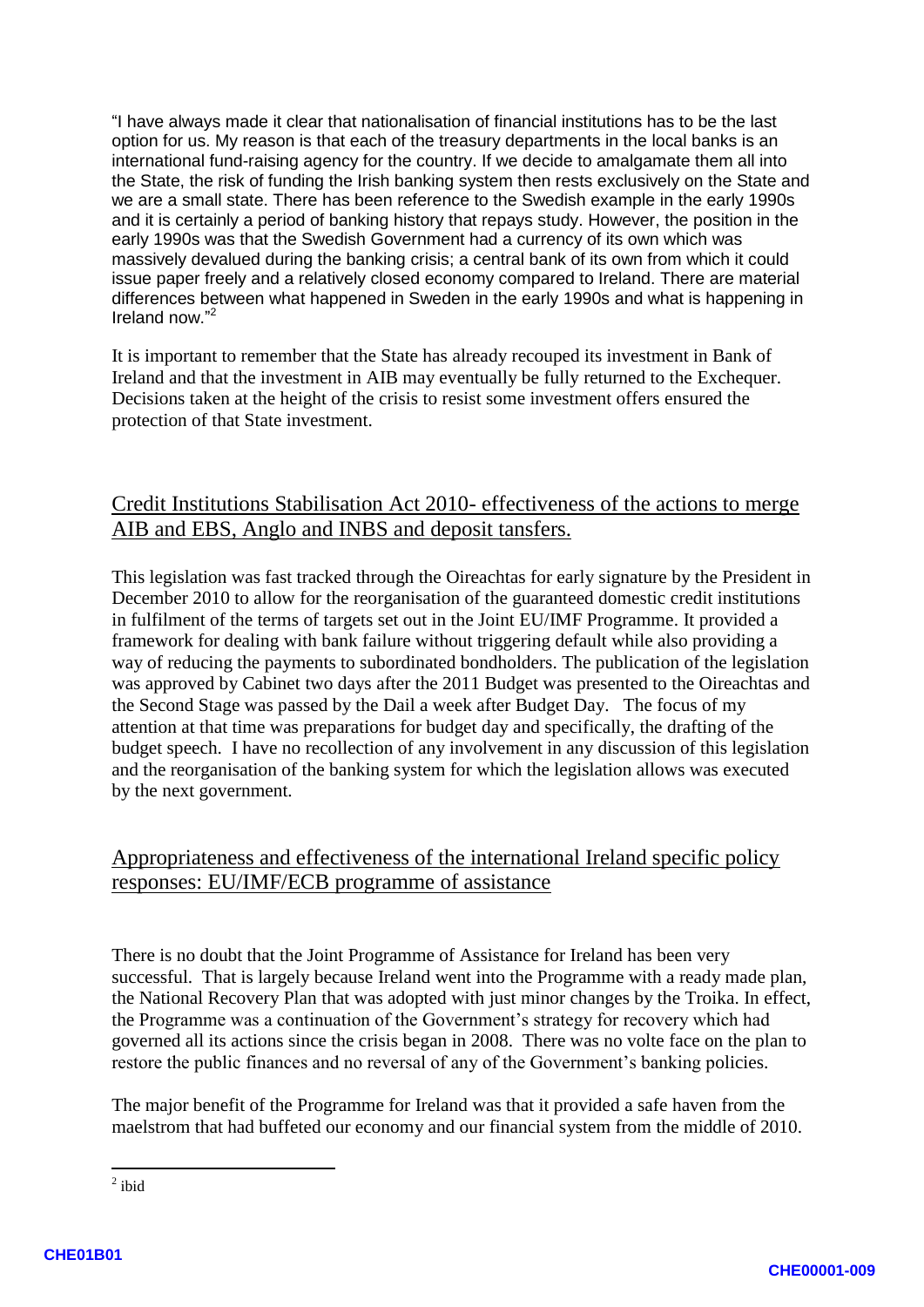"I have always made it clear that nationalisation of financial institutions has to be the last option for us. My reason is that each of the treasury departments in the local banks is an international fund-raising agency for the country. If we decide to amalgamate them all into the State, the risk of funding the Irish banking system then rests exclusively on the State and we are a small state. There has been reference to the Swedish example in the early 1990s and it is certainly a period of banking history that repays study. However, the position in the early 1990s was that the Swedish Government had a currency of its own which was massively devalued during the banking crisis; a central bank of its own from which it could issue paper freely and a relatively closed economy compared to Ireland. There are material differences between what happened in Sweden in the early 1990s and what is happening in Ireland now."[2]

It is important to remember that the State has already recouped its investment in Bank of Ireland and that the investment in AIB may eventually be fully returned to the Exchequer. Decisions taken at the height of the crisis to resist some investment offers ensured the protection of that State investment.

## Credit Institutions Stabilisation Act 2010- effectiveness of the actions to merge AIB and EBS, Anglo and INBS and deposit tansfers.

This legislation was fast tracked through the Oireachtas for early signature by the President in December 2010 to allow for the reorganisation of the guaranteed domestic credit institutions in fulfilment of the terms of targets set out in the Joint EU/IMF Programme. It provided a framework for dealing with bank failure without triggering default while also providing a way of reducing the payments to subordinated bondholders. The publication of the legislation was approved by Cabinet two days after the 2011 Budget was presented to the Oireachtas and the Second Stage was passed by the Dail a week after Budget Day. The focus of my attention at that time was preparations for budget day and specifically, the drafting of the budget speech. I have no recollection of any involvement in any discussion of this legislation and the reorganisation of the banking system for which the legislation allows was executed by the next government.

## Appropriateness and effectiveness of the international Ireland specific policy responses: EU/IMF/ECB programme of assistance

There is no doubt that the Joint Programme of Assistance for Ireland has been very successful. That is largely because Ireland went into the Programme with a ready made plan, the National Recovery Plan that was adopted with just minor changes by the Troika. In effect, the Programme was a continuation of the Government's strategy for recovery which had governed all its actions since the crisis began in 2008. There was no volte face on the plan to restore the public finances and no reversal of any of the Government's banking policies.

The major benefit of the Programme for Ireland was that it provided a safe haven from the maelstrom that had buffeted our economy and our financial system from the middle of 2010.

---

[2] ibid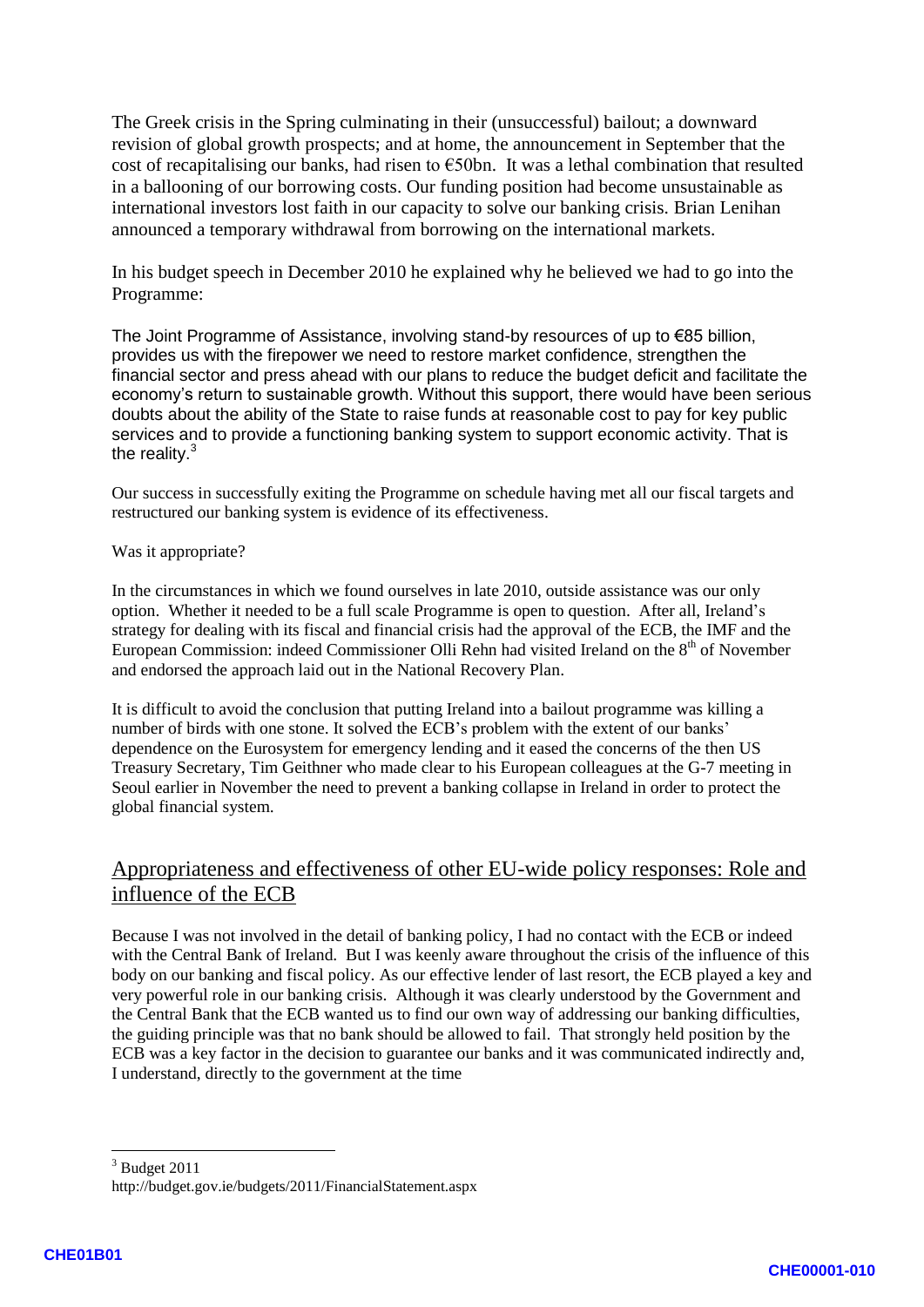The Greek crisis in the Spring culminating in their (unsuccessful) bailout; a downward revision of global growth prospects; and at home, the announcement in September that the cost of recapitalising our banks, had risen to €50bn. It was a lethal combination that resulted in a ballooning of our borrowing costs. Our funding position had become unsustainable as international investors lost faith in our capacity to solve our banking crisis. Brian Lenihan announced a temporary withdrawal from borrowing on the international markets.

In his budget speech in December 2010 he explained why he believed we had to go into the Programme:

The Joint Programme of Assistance, involving stand-by resources of up to €85 billion, provides us with the firepower we need to restore market confidence, strengthen the financial sector and press ahead with our plans to reduce the budget deficit and facilitate the economy's return to sustainable growth. Without this support, there would have been serious doubts about the ability of the State to raise funds at reasonable cost to pay for key public services and to provide a functioning banking system to support economic activity. That is the reality.[3]

Our success in successfully exiting the Programme on schedule having met all our fiscal targets and restructured our banking system is evidence of its effectiveness.

Was it appropriate?

In the circumstances in which we found ourselves in late 2010, outside assistance was our only option. Whether it needed to be a full scale Programme is open to question. After all, Ireland's strategy for dealing with its fiscal and financial crisis had the approval of the ECB, the IMF and the European Commission: indeed Commissioner Olli Rehn had visited Ireland on the 8th of November and endorsed the approach laid out in the National Recovery Plan.

It is difficult to avoid the conclusion that putting Ireland into a bailout programme was killing a number of birds with one stone. It solved the ECB's problem with the extent of our banks' dependence on the Eurosystem for emergency lending and it eased the concerns of the then US Treasury Secretary, Tim Geithner who made clear to his European colleagues at the G-7 meeting in Seoul earlier in November the need to prevent a banking collapse in Ireland in order to protect the global financial system.

## Appropriateness and effectiveness of other EU-wide policy responses: Role and influence of the ECB

Because I was not involved in the detail of banking policy, I had no contact with the ECB or indeed with the Central Bank of Ireland. But I was keenly aware throughout the crisis of the influence of this body on our banking and fiscal policy. As our effective lender of last resort, the ECB played a key and very powerful role in our banking crisis. Although it was clearly understood by the Government and the Central Bank that the ECB wanted us to find our own way of addressing our banking difficulties, the guiding principle was that no bank should be allowed to fail. That strongly held position by the ECB was a key factor in the decision to guarantee our banks and it was communicated indirectly and, I understand, directly to the government at the time

[3] Budget 2011
http://budget.gov.ie/budgets/2011/FinancialStatement.aspx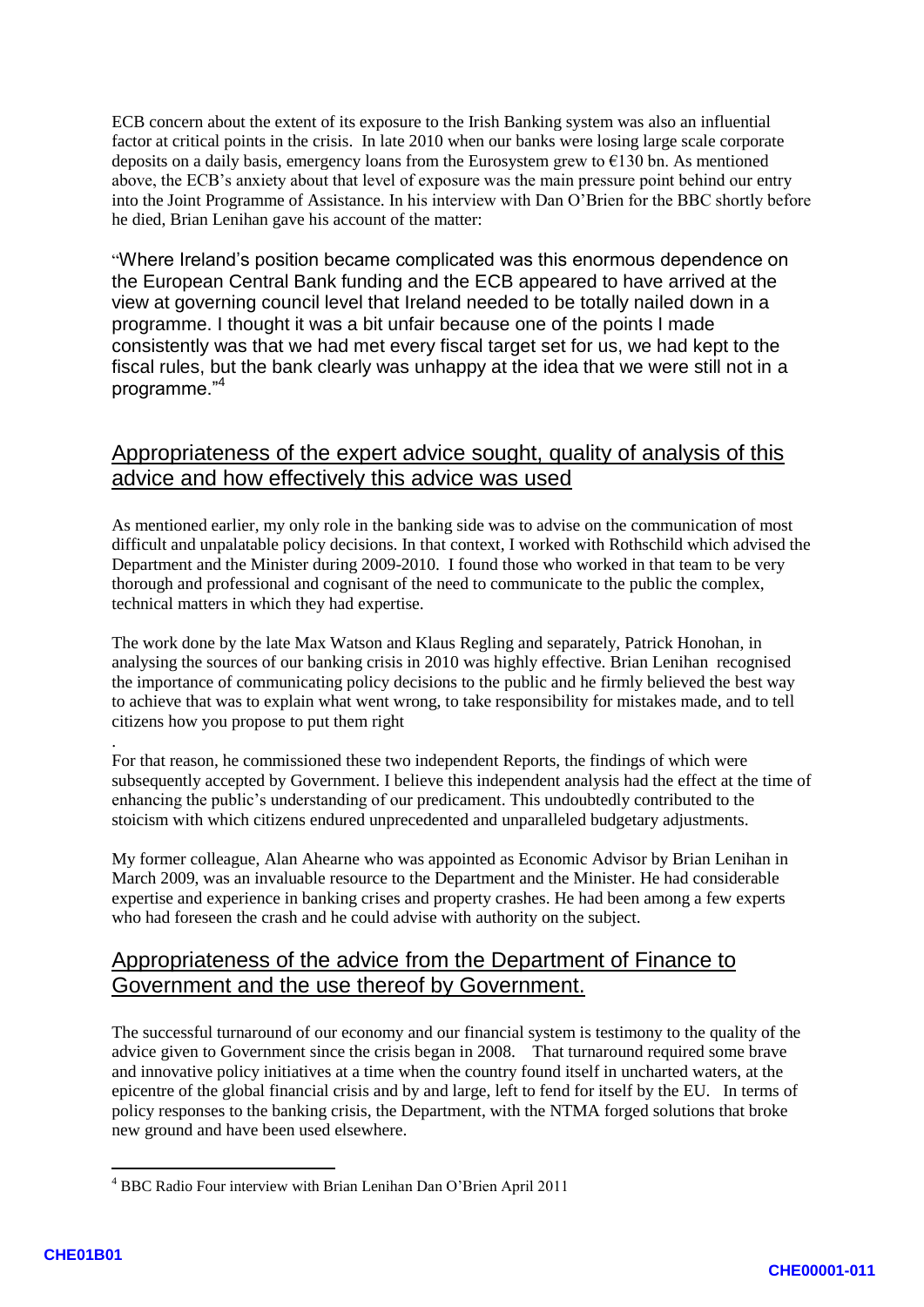ECB concern about the extent of its exposure to the Irish Banking system was also an influential factor at critical points in the crisis. In late 2010 when our banks were losing large scale corporate deposits on a daily basis, emergency loans from the Eurosystem grew to €130 bn. As mentioned above, the ECB's anxiety about that level of exposure was the main pressure point behind our entry into the Joint Programme of Assistance. In his interview with Dan O'Brien for the BBC shortly before he died, Brian Lenihan gave his account of the matter:

"Where Ireland's position became complicated was this enormous dependence on the European Central Bank funding and the ECB appeared to have arrived at the view at governing council level that Ireland needed to be totally nailed down in a programme. I thought it was a bit unfair because one of the points I made consistently was that we had met every fiscal target set for us, we had kept to the fiscal rules, but the bank clearly was unhappy at the idea that we were still not in a programme."[4]

## Appropriateness of the expert advice sought, quality of analysis of this advice and how effectively this advice was used

As mentioned earlier, my only role in the banking side was to advise on the communication of most difficult and unpalatable policy decisions. In that context, I worked with Rothschild which advised the Department and the Minister during 2009-2010. I found those who worked in that team to be very thorough and professional and cognisant of the need to communicate to the public the complex, technical matters in which they had expertise.

The work done by the late Max Watson and Klaus Regling and separately, Patrick Honohan, in analysing the sources of our banking crisis in 2010 was highly effective. Brian Lenihan recognised the importance of communicating policy decisions to the public and he firmly believed the best way to achieve that was to explain what went wrong, to take responsibility for mistakes made, and to tell citizens how you propose to put them right

.

For that reason, he commissioned these two independent Reports, the findings of which were subsequently accepted by Government. I believe this independent analysis had the effect at the time of enhancing the public's understanding of our predicament. This undoubtedly contributed to the stoicism with which citizens endured unprecedented and unparalleled budgetary adjustments.

My former colleague, Alan Ahearne who was appointed as Economic Advisor by Brian Lenihan in March 2009, was an invaluable resource to the Department and the Minister. He had considerable expertise and experience in banking crises and property crashes. He had been among a few experts who had foreseen the crash and he could advise with authority on the subject.

## Appropriateness of the advice from the Department of Finance to Government and the use thereof by Government.

The successful turnaround of our economy and our financial system is testimony to the quality of the advice given to Government since the crisis began in 2008. That turnaround required some brave and innovative policy initiatives at a time when the country found itself in uncharted waters, at the epicentre of the global financial crisis and by and large, left to fend for itself by the EU. In terms of policy responses to the banking crisis, the Department, with the NTMA forged solutions that broke new ground and have been used elsewhere.

---

[4] BBC Radio Four interview with Brian Lenihan Dan O'Brien April 2011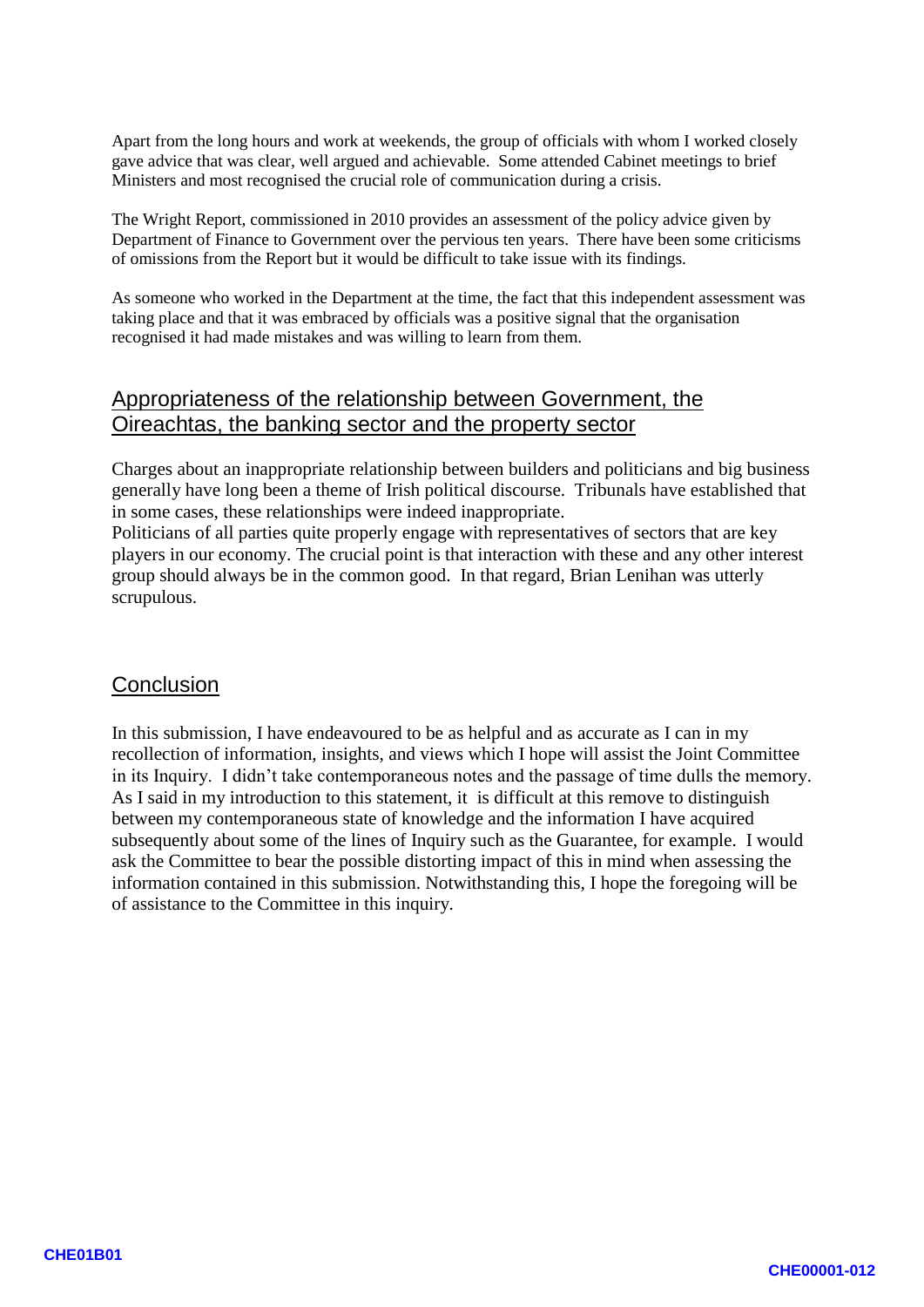Apart from the long hours and work at weekends, the group of officials with whom I worked closely gave advice that was clear, well argued and achievable. Some attended Cabinet meetings to brief Ministers and most recognised the crucial role of communication during a crisis.

The Wright Report, commissioned in 2010 provides an assessment of the policy advice given by Department of Finance to Government over the pervious ten years. There have been some criticisms of omissions from the Report but it would be difficult to take issue with its findings.

As someone who worked in the Department at the time, the fact that this independent assessment was taking place and that it was embraced by officials was a positive signal that the organisation recognised it had made mistakes and was willing to learn from them.

## Appropriateness of the relationship between Government, the Oireachtas, the banking sector and the property sector

Charges about an inappropriate relationship between builders and politicians and big business generally have long been a theme of Irish political discourse. Tribunals have established that in some cases, these relationships were indeed inappropriate.
Politicians of all parties quite properly engage with representatives of sectors that are key players in our economy. The crucial point is that interaction with these and any other interest group should always be in the common good. In that regard, Brian Lenihan was utterly scrupulous.

## Conclusion

In this submission, I have endeavoured to be as helpful and as accurate as I can in my recollection of information, insights, and views which I hope will assist the Joint Committee in its Inquiry. I didn't take contemporaneous notes and the passage of time dulls the memory. As I said in my introduction to this statement, it is difficult at this remove to distinguish between my contemporaneous state of knowledge and the information I have acquired subsequently about some of the lines of Inquiry such as the Guarantee, for example. I would ask the Committee to bear the possible distorting impact of this in mind when assessing the information contained in this submission. Notwithstanding this, I hope the foregoing will be of assistance to the Committee in this inquiry.